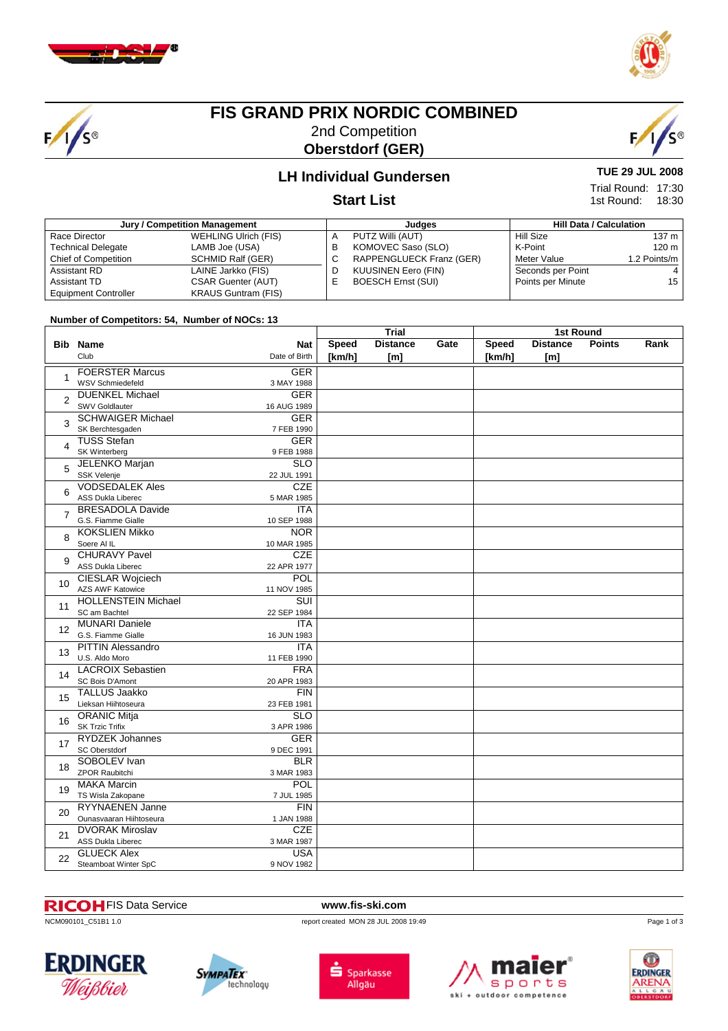# FIS GRAND PRIX NORDIC COMBINED

2nd Competition

**Oberstdorf (GER)**

## LH Individual Gundersen

## Start List

**TUE 29 JUL 2008**

Trial Round: 17:30
1st Round: 18:30

| Jury / Competition Management | | Judges | | Hill Data / Calculation | |
|---|---|---|---|---|---|
| Race Director | WEHLING Ulrich (FIS) | A | PUTZ Willi (AUT) | Hill Size | 137 m |
| Technical Delegate | LAMB Joe (USA) | B | KOMOVEC Saso (SLO) | K-Point | 120 m |
| Chief of Competition | SCHMID Ralf (GER) | C | RAPPENGLUECK Franz (GER) | Meter Value | 1.2 Points/m |
| Assistant RD | LAINE Jarkko (FIS) | D | KUUSINEN Eero (FIN) | Seconds per Point | 4 |
| Assistant TD | CSAR Guenter (AUT) | E | BOESCH Ernst (SUI) | Points per Minute | 15 |
| Equipment Controller | KRAUS Guntram (FIS) | | | | |

**Number of Competitors: 54, Number of NOCs: 13**

| Bib | Name / Club | Nat / Date of Birth | Trial Speed [km/h] | Trial Distance [m] | Trial Gate | 1st Round Speed [km/h] | 1st Round Distance [m] | 1st Round Points | 1st Round Rank |
|---|---|---|---|---|---|---|---|---|---|
| 1 | FOERSTER Marcus<br>WSV Schmiedefeld | GER<br>3 MAY 1988 | | | | | | | |
| 2 | DUENKEL Michael<br>SWV Goldlauter | GER<br>16 AUG 1989 | | | | | | | |
| 3 | SCHWAIGER Michael<br>SK Berchtesgaden | GER<br>7 FEB 1990 | | | | | | | |
| 4 | TUSS Stefan<br>SK Winterberg | GER<br>9 FEB 1988 | | | | | | | |
| 5 | JELENKO Marjan<br>SSK Velenje | SLO<br>22 JUL 1991 | | | | | | | |
| 6 | VODSEDALEK Ales<br>ASS Dukla Liberec | CZE<br>5 MAR 1985 | | | | | | | |
| 7 | BRESADOLA Davide<br>G.S. Fiamme Gialle | ITA<br>10 SEP 1988 | | | | | | | |
| 8 | KOKSLIEN Mikko<br>Soere Al IL | NOR<br>10 MAR 1985 | | | | | | | |
| 9 | CHURAVY Pavel<br>ASS Dukla Liberec | CZE<br>22 APR 1977 | | | | | | | |
| 10 | CIESLAR Wojciech<br>AZS AWF Katowice | POL<br>11 NOV 1985 | | | | | | | |
| 11 | HOLLENSTEIN Michael<br>SC am Bachtel | SUI<br>22 SEP 1984 | | | | | | | |
| 12 | MUNARI Daniele<br>G.S. Fiamme Gialle | ITA<br>16 JUN 1983 | | | | | | | |
| 13 | PITTIN Alessandro<br>U.S. Aldo Moro | ITA<br>11 FEB 1990 | | | | | | | |
| 14 | LACROIX Sebastien<br>SC Bois D'Amont | FRA<br>20 APR 1983 | | | | | | | |
| 15 | TALLUS Jaakko<br>Lieksan Hiihtoseura | FIN<br>23 FEB 1981 | | | | | | | |
| 16 | ORANIC Mitja<br>SK Trzic Trifix | SLO<br>3 APR 1986 | | | | | | | |
| 17 | RYDZEK Johannes<br>SC Oberstdorf | GER<br>9 DEC 1991 | | | | | | | |
| 18 | SOBOLEV Ivan<br>ZPOR Raubitchi | BLR<br>3 MAR 1983 | | | | | | | |
| 19 | MAKA Marcin<br>TS Wisla Zakopane | POL<br>7 JUL 1985 | | | | | | | |
| 20 | RYYNAENEN Janne<br>Ounasvaaran Hiihtoseura | FIN<br>1 JAN 1988 | | | | | | | |
| 21 | DVORAK Miroslav<br>ASS Dukla Liberec | CZE<br>3 MAR 1987 | | | | | | | |
| 22 | GLUECK Alex<br>Steamboat Winter SpC | USA<br>9 NOV 1982 | | | | | | | |

RICOH FIS Data Service www.fis-ski.com

NCM090101_C51B1 1.0 report created MON 28 JUL 2008 19:49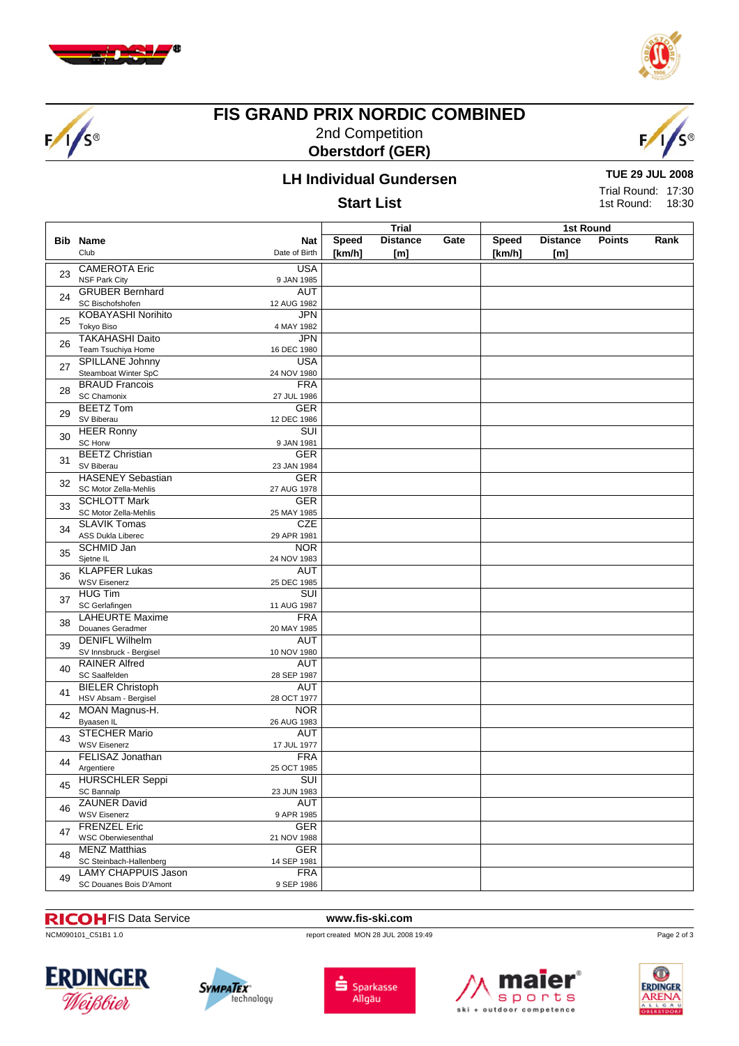# FIS GRAND PRIX NORDIC COMBINED

2nd Competition

**Oberstdorf (GER)**

## LH Individual Gundersen

**TUE 29 JUL 2008**

Trial Round: 17:30
1st Round: 18:30

### Start List

| Bib | Name / Club | Nat / Date of Birth | Trial Speed [km/h] | Trial Distance [m] | Trial Gate | 1st Round Speed [km/h] | 1st Round Distance [m] | 1st Round Points | Rank |
|---|---|---|---|---|---|---|---|---|---|
| 23 | CAMEROTA Eric / NSF Park City | USA / 9 JAN 1985 | | | | | | | |
| 24 | GRUBER Bernhard / SC Bischofshofen | AUT / 12 AUG 1982 | | | | | | | |
| 25 | KOBAYASHI Norihito / Tokyo Biso | JPN / 4 MAY 1982 | | | | | | | |
| 26 | TAKAHASHI Daito / Team Tsuchiya Home | JPN / 16 DEC 1980 | | | | | | | |
| 27 | SPILLANE Johnny / Steamboat Winter SpC | USA / 24 NOV 1980 | | | | | | | |
| 28 | BRAUD Francois / SC Chamonix | FRA / 27 JUL 1986 | | | | | | | |
| 29 | BEETZ Tom / SV Biberau | GER / 12 DEC 1986 | | | | | | | |
| 30 | HEER Ronny / SC Horw | SUI / 9 JAN 1981 | | | | | | | |
| 31 | BEETZ Christian / SV Biberau | GER / 23 JAN 1984 | | | | | | | |
| 32 | HASENEY Sebastian / SC Motor Zella-Mehlis | GER / 27 AUG 1978 | | | | | | | |
| 33 | SCHLOTT Mark / SC Motor Zella-Mehlis | GER / 25 MAY 1985 | | | | | | | |
| 34 | SLAVIK Tomas / ASS Dukla Liberec | CZE / 29 APR 1981 | | | | | | | |
| 35 | SCHMID Jan / Sjetne IL | NOR / 24 NOV 1983 | | | | | | | |
| 36 | KLAPFER Lukas / WSV Eisenerz | AUT / 25 DEC 1985 | | | | | | | |
| 37 | HUG Tim / SC Gerlafingen | SUI / 11 AUG 1987 | | | | | | | |
| 38 | LAHEURTE Maxime / Douanes Geradmer | FRA / 20 MAY 1985 | | | | | | | |
| 39 | DENIFL Wilhelm / SV Innsbruck - Bergisel | AUT / 10 NOV 1980 | | | | | | | |
| 40 | RAINER Alfred / SC Saalfelden | AUT / 28 SEP 1987 | | | | | | | |
| 41 | BIELER Christoph / HSV Absam - Bergisel | AUT / 28 OCT 1977 | | | | | | | |
| 42 | MOAN Magnus-H. / Byaasen IL | NOR / 26 AUG 1983 | | | | | | | |
| 43 | STECHER Mario / WSV Eisenerz | AUT / 17 JUL 1977 | | | | | | | |
| 44 | FELISAZ Jonathan / Argentiere | FRA / 25 OCT 1985 | | | | | | | |
| 45 | HURSCHLER Seppi / SC Bannalp | SUI / 23 JUN 1983 | | | | | | | |
| 46 | ZAUNER David / WSV Eisenerz | AUT / 9 APR 1985 | | | | | | | |
| 47 | FRENZEL Eric / WSC Oberwiesenthal | GER / 21 NOV 1988 | | | | | | | |
| 48 | MENZ Matthias / SC Steinbach-Hallenberg | GER / 14 SEP 1981 | | | | | | | |
| 49 | LAMY CHAPPUIS Jason / SC Douanes Bois D'Amont | FRA / 9 SEP 1986 | | | | | | | |

RICOH FIS Data Service — www.fis-ski.com

NCM090101_C51B1 1.0 — report created MON 28 JUL 2008 19:49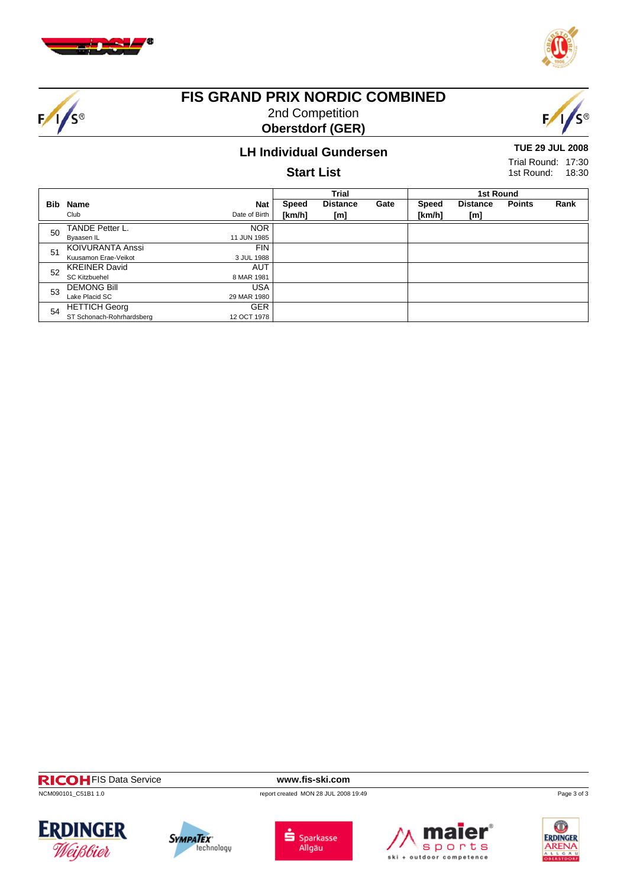# FIS GRAND PRIX NORDIC COMBINED

2nd Competition

**Oberstdorf (GER)**

## LH Individual Gundersen

### Start List

**TUE 29 JUL 2008**

Trial Round: 17:30
1st Round: 18:30

| Bib | Name<br>Club | Nat<br>Date of Birth | Trial | | | 1st Round | | | |
|---|---|---|---|---|---|---|---|---|---|
| | | | Speed [km/h] | Distance [m] | Gate | Speed [km/h] | Distance [m] | Points | Rank |
| 50 | TANDE Petter L.<br>Byaasen IL | NOR<br>11 JUN 1985 | | | | | | | |
| 51 | KOIVURANTA Anssi<br>Kuusamon Erae-Veikot | FIN<br>3 JUL 1988 | | | | | | | |
| 52 | KREINER David<br>SC Kitzbuehel | AUT<br>8 MAR 1981 | | | | | | | |
| 53 | DEMONG Bill<br>Lake Placid SC | USA<br>29 MAR 1980 | | | | | | | |
| 54 | HETTICH Georg<br>ST Schonach-Rohrhardsberg | GER<br>12 OCT 1978 | | | | | | | |

RICOH FIS Data Service www.fis-ski.com

NCM090101_C51B1 1.0 report created MON 28 JUL 2008 19:49